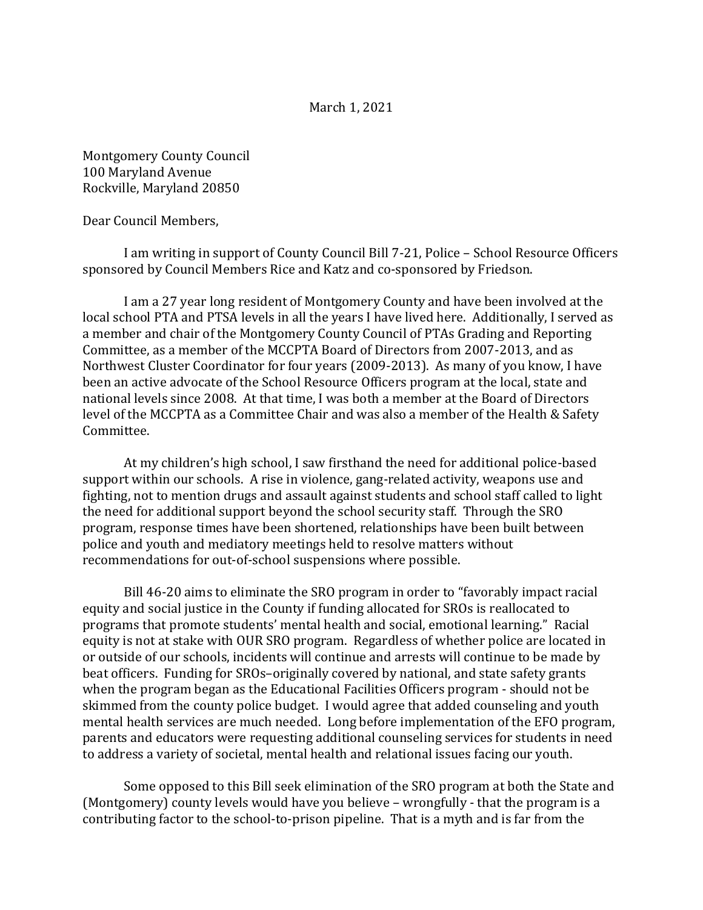March 1, 2021

Montgomery County Council
100 Maryland Avenue
Rockville, Maryland 20850

Dear Council Members,

I am writing in support of County Council Bill 7-21, Police – School Resource Officers sponsored by Council Members Rice and Katz and co-sponsored by Friedson.

I am a 27 year long resident of Montgomery County and have been involved at the local school PTA and PTSA levels in all the years I have lived here. Additionally, I served as a member and chair of the Montgomery County Council of PTAs Grading and Reporting Committee, as a member of the MCCPTA Board of Directors from 2007-2013, and as Northwest Cluster Coordinator for four years (2009-2013). As many of you know, I have been an active advocate of the School Resource Officers program at the local, state and national levels since 2008. At that time, I was both a member at the Board of Directors level of the MCCPTA as a Committee Chair and was also a member of the Health & Safety Committee.

At my children's high school, I saw firsthand the need for additional police-based support within our schools. A rise in violence, gang-related activity, weapons use and fighting, not to mention drugs and assault against students and school staff called to light the need for additional support beyond the school security staff. Through the SRO program, response times have been shortened, relationships have been built between police and youth and mediatory meetings held to resolve matters without recommendations for out-of-school suspensions where possible.

Bill 46-20 aims to eliminate the SRO program in order to "favorably impact racial equity and social justice in the County if funding allocated for SROs is reallocated to programs that promote students' mental health and social, emotional learning." Racial equity is not at stake with OUR SRO program. Regardless of whether police are located in or outside of our schools, incidents will continue and arrests will continue to be made by beat officers. Funding for SROs–originally covered by national, and state safety grants when the program began as the Educational Facilities Officers program - should not be skimmed from the county police budget. I would agree that added counseling and youth mental health services are much needed. Long before implementation of the EFO program, parents and educators were requesting additional counseling services for students in need to address a variety of societal, mental health and relational issues facing our youth.

Some opposed to this Bill seek elimination of the SRO program at both the State and (Montgomery) county levels would have you believe – wrongfully - that the program is a contributing factor to the school-to-prison pipeline. That is a myth and is far from the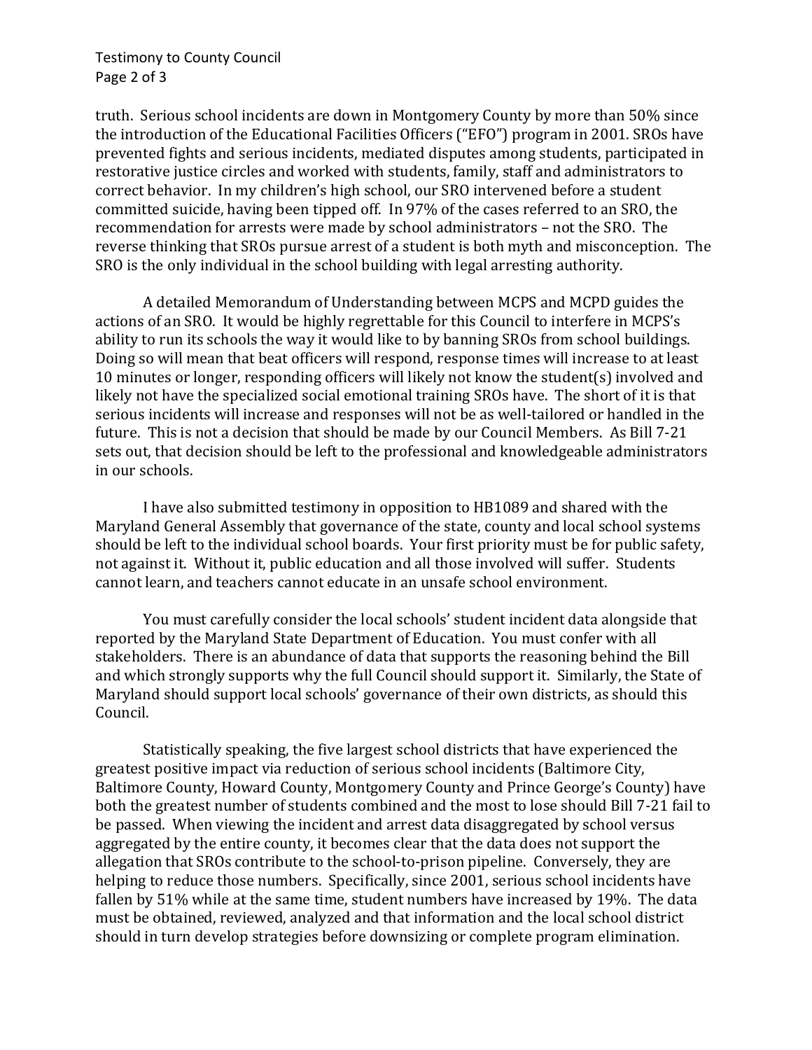truth. Serious school incidents are down in Montgomery County by more than 50% since the introduction of the Educational Facilities Officers ("EFO") program in 2001. SROs have prevented fights and serious incidents, mediated disputes among students, participated in restorative justice circles and worked with students, family, staff and administrators to correct behavior. In my children's high school, our SRO intervened before a student committed suicide, having been tipped off. In 97% of the cases referred to an SRO, the recommendation for arrests were made by school administrators – not the SRO. The reverse thinking that SROs pursue arrest of a student is both myth and misconception. The SRO is the only individual in the school building with legal arresting authority.

A detailed Memorandum of Understanding between MCPS and MCPD guides the actions of an SRO. It would be highly regrettable for this Council to interfere in MCPS's ability to run its schools the way it would like to by banning SROs from school buildings. Doing so will mean that beat officers will respond, response times will increase to at least 10 minutes or longer, responding officers will likely not know the student(s) involved and likely not have the specialized social emotional training SROs have. The short of it is that serious incidents will increase and responses will not be as well-tailored or handled in the future. This is not a decision that should be made by our Council Members. As Bill 7-21 sets out, that decision should be left to the professional and knowledgeable administrators in our schools.

I have also submitted testimony in opposition to HB1089 and shared with the Maryland General Assembly that governance of the state, county and local school systems should be left to the individual school boards. Your first priority must be for public safety, not against it. Without it, public education and all those involved will suffer. Students cannot learn, and teachers cannot educate in an unsafe school environment.

You must carefully consider the local schools' student incident data alongside that reported by the Maryland State Department of Education. You must confer with all stakeholders. There is an abundance of data that supports the reasoning behind the Bill and which strongly supports why the full Council should support it. Similarly, the State of Maryland should support local schools' governance of their own districts, as should this Council.

Statistically speaking, the five largest school districts that have experienced the greatest positive impact via reduction of serious school incidents (Baltimore City, Baltimore County, Howard County, Montgomery County and Prince George's County) have both the greatest number of students combined and the most to lose should Bill 7-21 fail to be passed. When viewing the incident and arrest data disaggregated by school versus aggregated by the entire county, it becomes clear that the data does not support the allegation that SROs contribute to the school-to-prison pipeline. Conversely, they are helping to reduce those numbers. Specifically, since 2001, serious school incidents have fallen by 51% while at the same time, student numbers have increased by 19%. The data must be obtained, reviewed, analyzed and that information and the local school district should in turn develop strategies before downsizing or complete program elimination.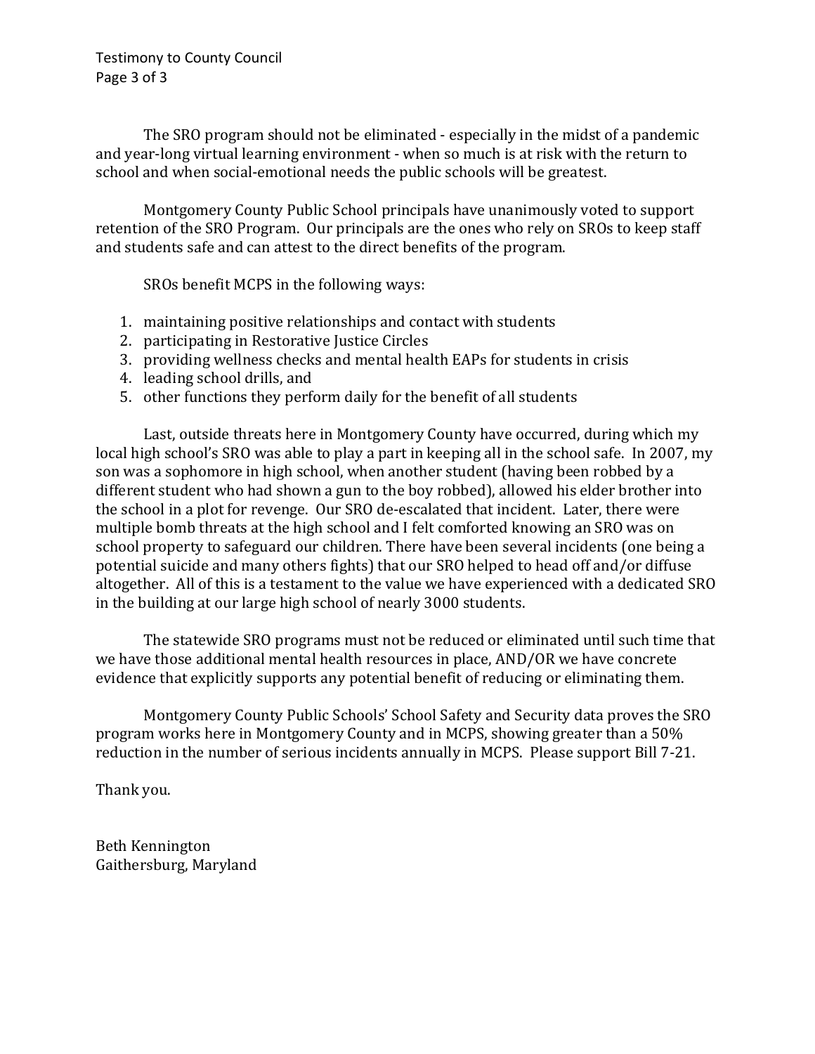The SRO program should not be eliminated - especially in the midst of a pandemic and year-long virtual learning environment - when so much is at risk with the return to school and when social-emotional needs the public schools will be greatest.

Montgomery County Public School principals have unanimously voted to support retention of the SRO Program. Our principals are the ones who rely on SROs to keep staff and students safe and can attest to the direct benefits of the program.

SROs benefit MCPS in the following ways:

1. maintaining positive relationships and contact with students
2. participating in Restorative Justice Circles
3. providing wellness checks and mental health EAPs for students in crisis
4. leading school drills, and
5. other functions they perform daily for the benefit of all students

Last, outside threats here in Montgomery County have occurred, during which my local high school's SRO was able to play a part in keeping all in the school safe. In 2007, my son was a sophomore in high school, when another student (having been robbed by a different student who had shown a gun to the boy robbed), allowed his elder brother into the school in a plot for revenge. Our SRO de-escalated that incident. Later, there were multiple bomb threats at the high school and I felt comforted knowing an SRO was on school property to safeguard our children. There have been several incidents (one being a potential suicide and many others fights) that our SRO helped to head off and/or diffuse altogether. All of this is a testament to the value we have experienced with a dedicated SRO in the building at our large high school of nearly 3000 students.

The statewide SRO programs must not be reduced or eliminated until such time that we have those additional mental health resources in place, AND/OR we have concrete evidence that explicitly supports any potential benefit of reducing or eliminating them.

Montgomery County Public Schools' School Safety and Security data proves the SRO program works here in Montgomery County and in MCPS, showing greater than a 50% reduction in the number of serious incidents annually in MCPS. Please support Bill 7-21.

Thank you.

Beth Kennington
Gaithersburg, Maryland